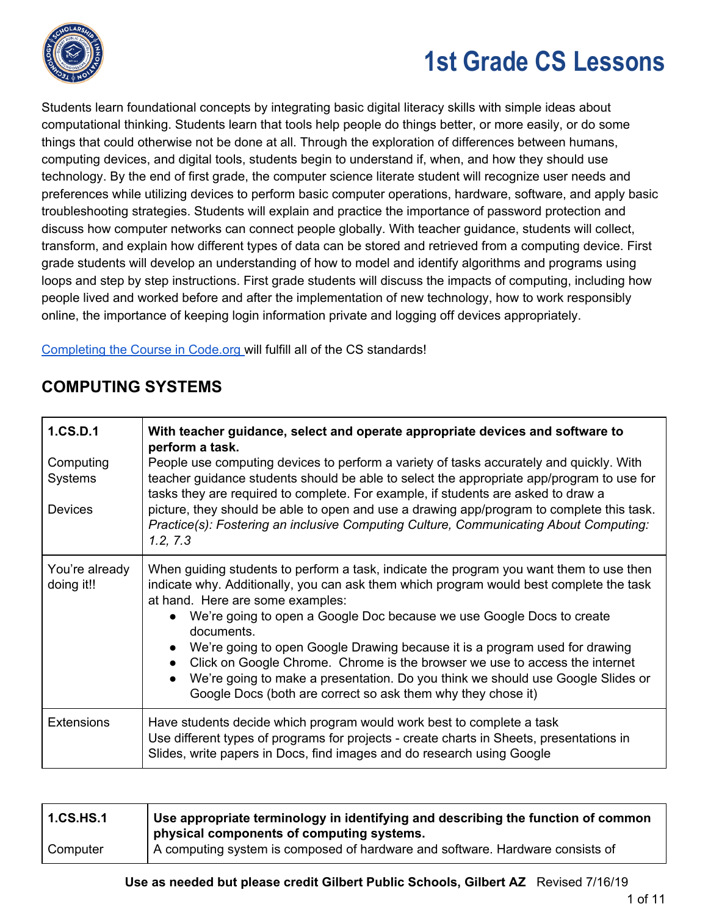# 1st Grade CS Lessons

Students learn foundational concepts by integrating basic digital literacy skills with simple ideas about computational thinking. Students learn that tools help people do things better, or more easily, or do some things that could otherwise not be done at all. Through the exploration of differences between humans, computing devices, and digital tools, students begin to understand if, when, and how they should use technology. By the end of first grade, the computer science literate student will recognize user needs and preferences while utilizing devices to perform basic computer operations, hardware, software, and apply basic troubleshooting strategies. Students will explain and practice the importance of password protection and discuss how computer networks can connect people globally. With teacher guidance, students will collect, transform, and explain how different types of data can be stored and retrieved from a computing device. First grade students will develop an understanding of how to model and identify algorithms and programs using loops and step by step instructions. First grade students will discuss the impacts of computing, including how people lived and worked before and after the implementation of new technology, how to work responsibly online, the importance of keeping login information private and logging off devices appropriately.

Completing the Course in Code.org will fulfill all of the CS standards!

## COMPUTING SYSTEMS

| | |
|---|---|
| 1.CS.D.1<br><br>Computing Systems<br><br>Devices | **With teacher guidance, select and operate appropriate devices and software to perform a task.**<br>People use computing devices to perform a variety of tasks accurately and quickly. With teacher guidance students should be able to select the appropriate app/program to use for tasks they are required to complete. For example, if students are asked to draw a picture, they should be able to open and use a drawing app/program to complete this task.<br>*Practice(s): Fostering an inclusive Computing Culture, Communicating About Computing: 1.2, 7.3* |
| You're already doing it!! | When guiding students to perform a task, indicate the program you want them to use then indicate why. Additionally, you can ask them which program would best complete the task at hand. Here are some examples:<br>• We're going to open a Google Doc because we use Google Docs to create documents.<br>• We're going to open Google Drawing because it is a program used for drawing<br>• Click on Google Chrome. Chrome is the browser we use to access the internet<br>• We're going to make a presentation. Do you think we should use Google Slides or Google Docs (both are correct so ask them why they chose it) |
| Extensions | Have students decide which program would work best to complete a task<br>Use different types of programs for projects - create charts in Sheets, presentations in Slides, write papers in Docs, find images and do research using Google |

| | |
|---|---|
| 1.CS.HS.1<br><br>Computer | **Use appropriate terminology in identifying and describing the function of common physical components of computing systems.**<br>A computing system is composed of hardware and software. Hardware consists of |

Use as needed but please credit Gilbert Public Schools, Gilbert AZ Revised 7/16/19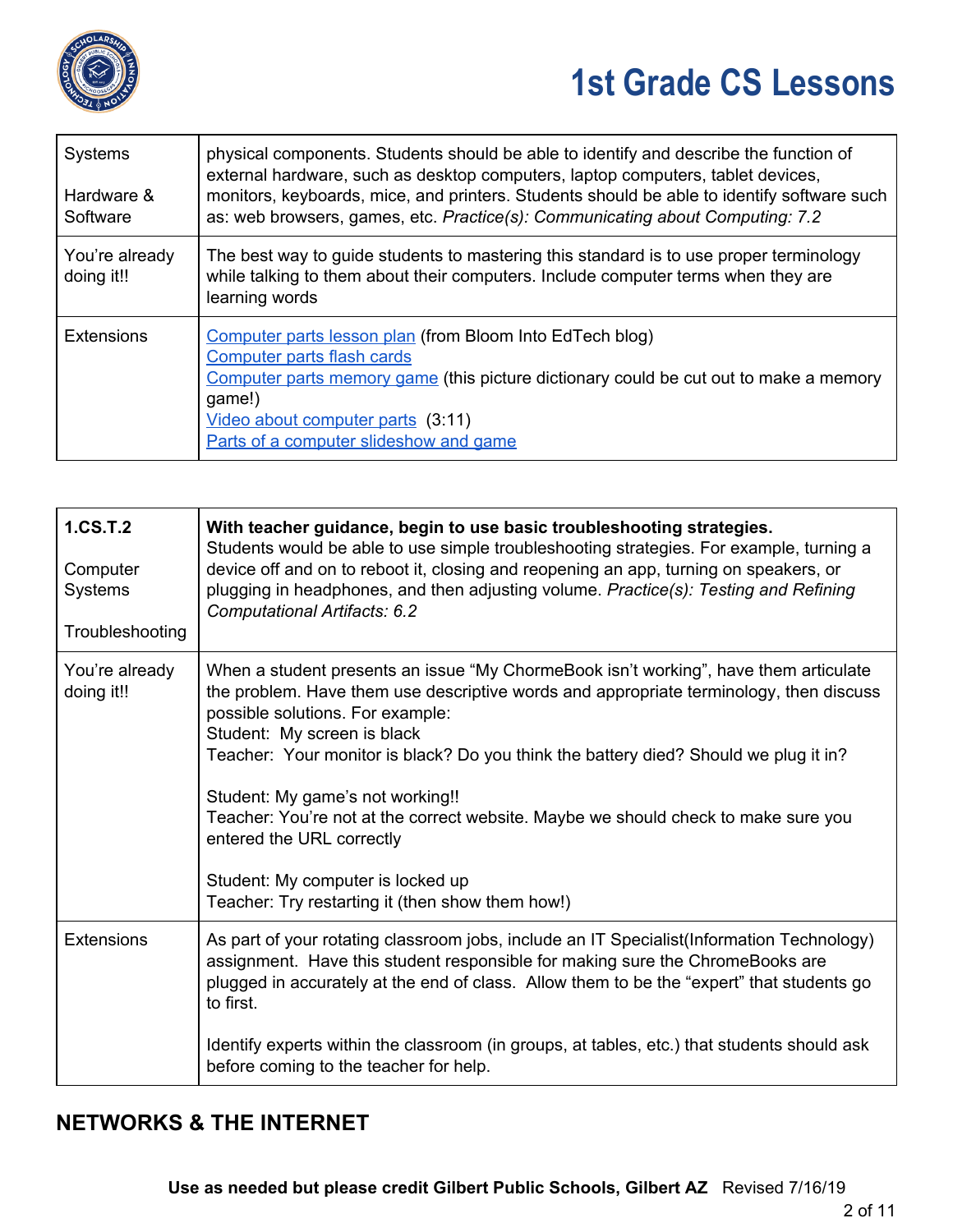| Systems<br><br>Hardware & Software | physical components. Students should be able to identify and describe the function of external hardware, such as desktop computers, laptop computers, tablet devices, monitors, keyboards, mice, and printers. Students should be able to identify software such as: web browsers, games, etc. *Practice(s): Communicating about Computing: 7.2* |
|---|---|
| You're already doing it!! | The best way to guide students to mastering this standard is to use proper terminology while talking to them about their computers. Include computer terms when they are learning words |
| Extensions | Computer parts lesson plan (from Bloom Into EdTech blog)<br>Computer parts flash cards<br>Computer parts memory game (this picture dictionary could be cut out to make a memory game!)<br>Video about computer parts (3:11)<br>Parts of a computer slideshow and game |

| **1.CS.T.2**<br><br>Computer Systems<br><br>Troubleshooting | **With teacher guidance, begin to use basic troubleshooting strategies.**<br>Students would be able to use simple troubleshooting strategies. For example, turning a device off and on to reboot it, closing and reopening an app, turning on speakers, or plugging in headphones, and then adjusting volume. *Practice(s): Testing and Refining Computational Artifacts: 6.2* |
|---|---|
| You're already doing it!! | When a student presents an issue "My ChormeBook isn't working", have them articulate the problem. Have them use descriptive words and appropriate terminology, then discuss possible solutions. For example:<br>Student: My screen is black<br>Teacher: Your monitor is black? Do you think the battery died? Should we plug it in?<br><br>Student: My game's not working!!<br>Teacher: You're not at the correct website. Maybe we should check to make sure you entered the URL correctly<br><br>Student: My computer is locked up<br>Teacher: Try restarting it (then show them how!) |
| Extensions | As part of your rotating classroom jobs, include an IT Specialist(Information Technology) assignment. Have this student responsible for making sure the ChromeBooks are plugged in accurately at the end of class. Allow them to be the "expert" that students go to first.<br><br>Identify experts within the classroom (in groups, at tables, etc.) that students should ask before coming to the teacher for help. |

## NETWORKS & THE INTERNET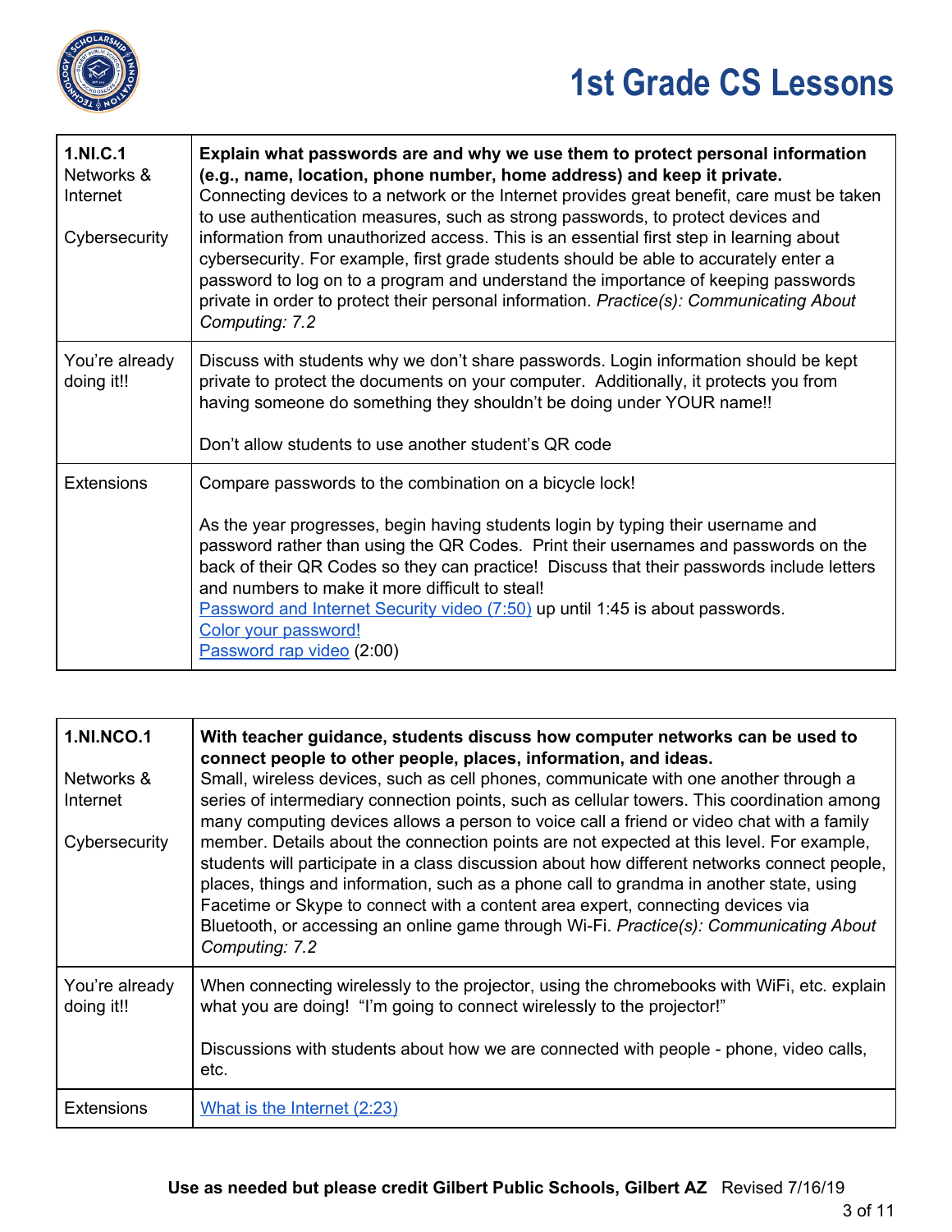| 1.NI.C.1<br>Networks & Internet<br><br>Cybersecurity | **Explain what passwords are and why we use them to protect personal information (e.g., name, location, phone number, home address) and keep it private.**<br>Connecting devices to a network or the Internet provides great benefit, care must be taken to use authentication measures, such as strong passwords, to protect devices and information from unauthorized access. This is an essential first step in learning about cybersecurity. For example, first grade students should be able to accurately enter a password to log on to a program and understand the importance of keeping passwords private in order to protect their personal information. *Practice(s): Communicating About Computing: 7.2* |
|---|---|
| You're already doing it!! | Discuss with students why we don't share passwords. Login information should be kept private to protect the documents on your computer. Additionally, it protects you from having someone do something they shouldn't be doing under YOUR name!!<br><br>Don't allow students to use another student's QR code |
| Extensions | Compare passwords to the combination on a bicycle lock!<br><br>As the year progresses, begin having students login by typing their username and password rather than using the QR Codes. Print their usernames and passwords on the back of their QR Codes so they can practice! Discuss that their passwords include letters and numbers to make it more difficult to steal!<br>Password and Internet Security video (7:50) up until 1:45 is about passwords.<br>Color your password!<br>Password rap video (2:00) |

| **1.NI.NCO.1**<br><br>Networks & Internet<br><br>Cybersecurity | **With teacher guidance, students discuss how computer networks can be used to connect people to other people, places, information, and ideas.**<br>Small, wireless devices, such as cell phones, communicate with one another through a series of intermediary connection points, such as cellular towers. This coordination among many computing devices allows a person to voice call a friend or video chat with a family member. Details about the connection points are not expected at this level. For example, students will participate in a class discussion about how different networks connect people, places, things and information, such as a phone call to grandma in another state, using Facetime or Skype to connect with a content area expert, connecting devices via Bluetooth, or accessing an online game through Wi-Fi. *Practice(s): Communicating About Computing: 7.2* |
|---|---|
| You're already doing it!! | When connecting wirelessly to the projector, using the chromebooks with WiFi, etc. explain what you are doing! "I'm going to connect wirelessly to the projector!"<br><br>Discussions with students about how we are connected with people - phone, video calls, etc. |
| Extensions | What is the Internet (2:23) |

**Use as needed but please credit Gilbert Public Schools, Gilbert AZ** Revised 7/16/19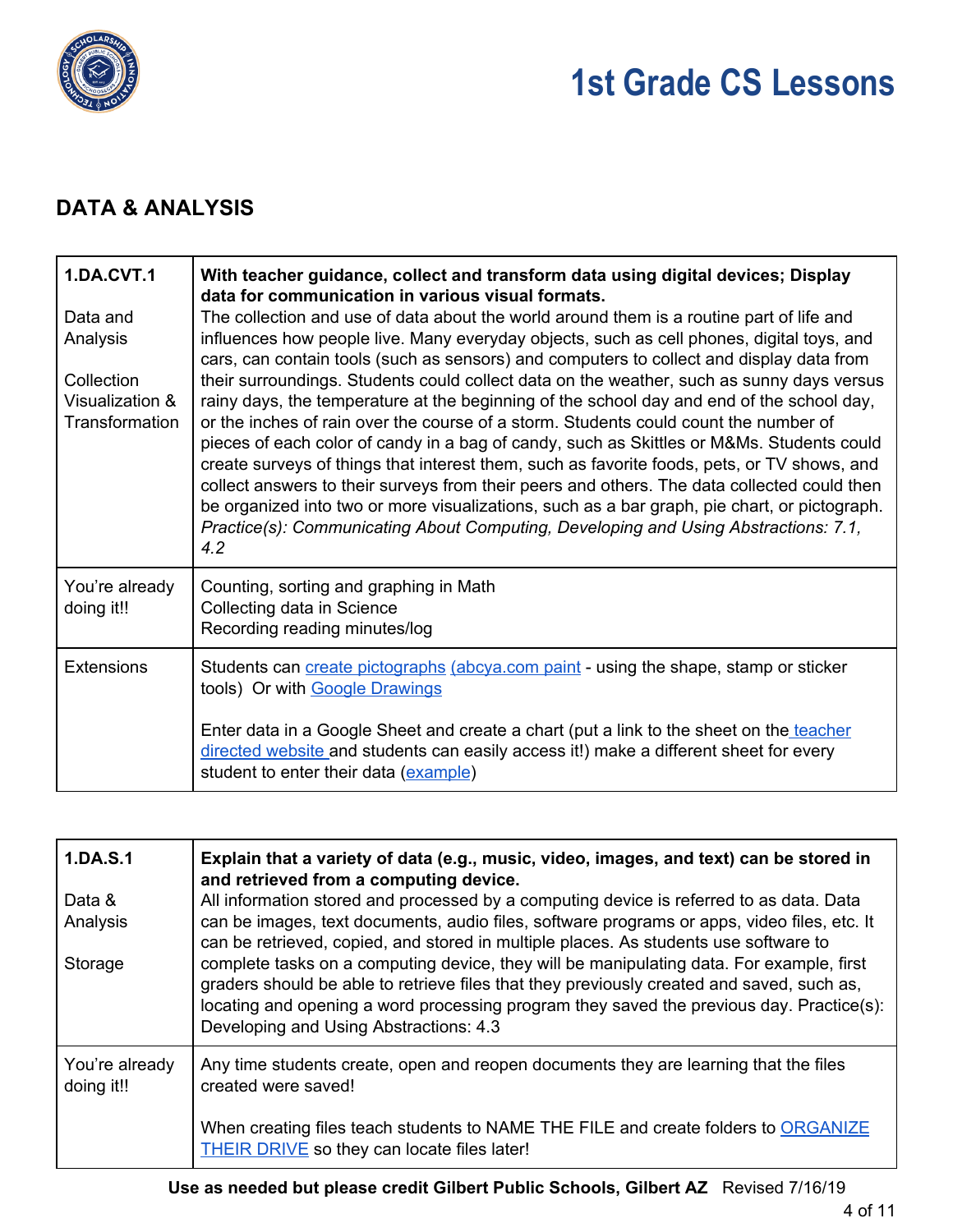## DATA & ANALYSIS

| 1.DA.CVT.1<br><br>Data and Analysis<br><br>Collection Visualization & Transformation | **With teacher guidance, collect and transform data using digital devices; Display data for communication in various visual formats.**<br>The collection and use of data about the world around them is a routine part of life and influences how people live. Many everyday objects, such as cell phones, digital toys, and cars, can contain tools (such as sensors) and computers to collect and display data from their surroundings. Students could collect data on the weather, such as sunny days versus rainy days, the temperature at the beginning of the school day and end of the school day, or the inches of rain over the course of a storm. Students could count the number of pieces of each color of candy in a bag of candy, such as Skittles or M&Ms. Students could create surveys of things that interest them, such as favorite foods, pets, or TV shows, and collect answers to their surveys from their peers and others. The data collected could then be organized into two or more visualizations, such as a bar graph, pie chart, or pictograph. *Practice(s): Communicating About Computing, Developing and Using Abstractions: 7.1, 4.2* |
|---|---|
| You're already doing it!! | Counting, sorting and graphing in Math<br>Collecting data in Science<br>Recording reading minutes/log |
| Extensions | Students can create pictographs (abcya.com paint - using the shape, stamp or sticker tools) Or with Google Drawings<br><br>Enter data in a Google Sheet and create a chart (put a link to the sheet on the teacher directed website and students can easily access it!) make a different sheet for every student to enter their data (example) |

| 1.DA.S.1<br><br>Data & Analysis<br><br>Storage | **Explain that a variety of data (e.g., music, video, images, and text) can be stored in and retrieved from a computing device.**<br>All information stored and processed by a computing device is referred to as data. Data can be images, text documents, audio files, software programs or apps, video files, etc. It can be retrieved, copied, and stored in multiple places. As students use software to complete tasks on a computing device, they will be manipulating data. For example, first graders should be able to retrieve files that they previously created and saved, such as, locating and opening a word processing program they saved the previous day. Practice(s): Developing and Using Abstractions: 4.3 |
|---|---|
| You're already doing it!! | Any time students create, open and reopen documents they are learning that the files created were saved!<br><br>When creating files teach students to NAME THE FILE and create folders to ORGANIZE THEIR DRIVE so they can locate files later! |

**Use as needed but please credit Gilbert Public Schools, Gilbert AZ** Revised 7/16/19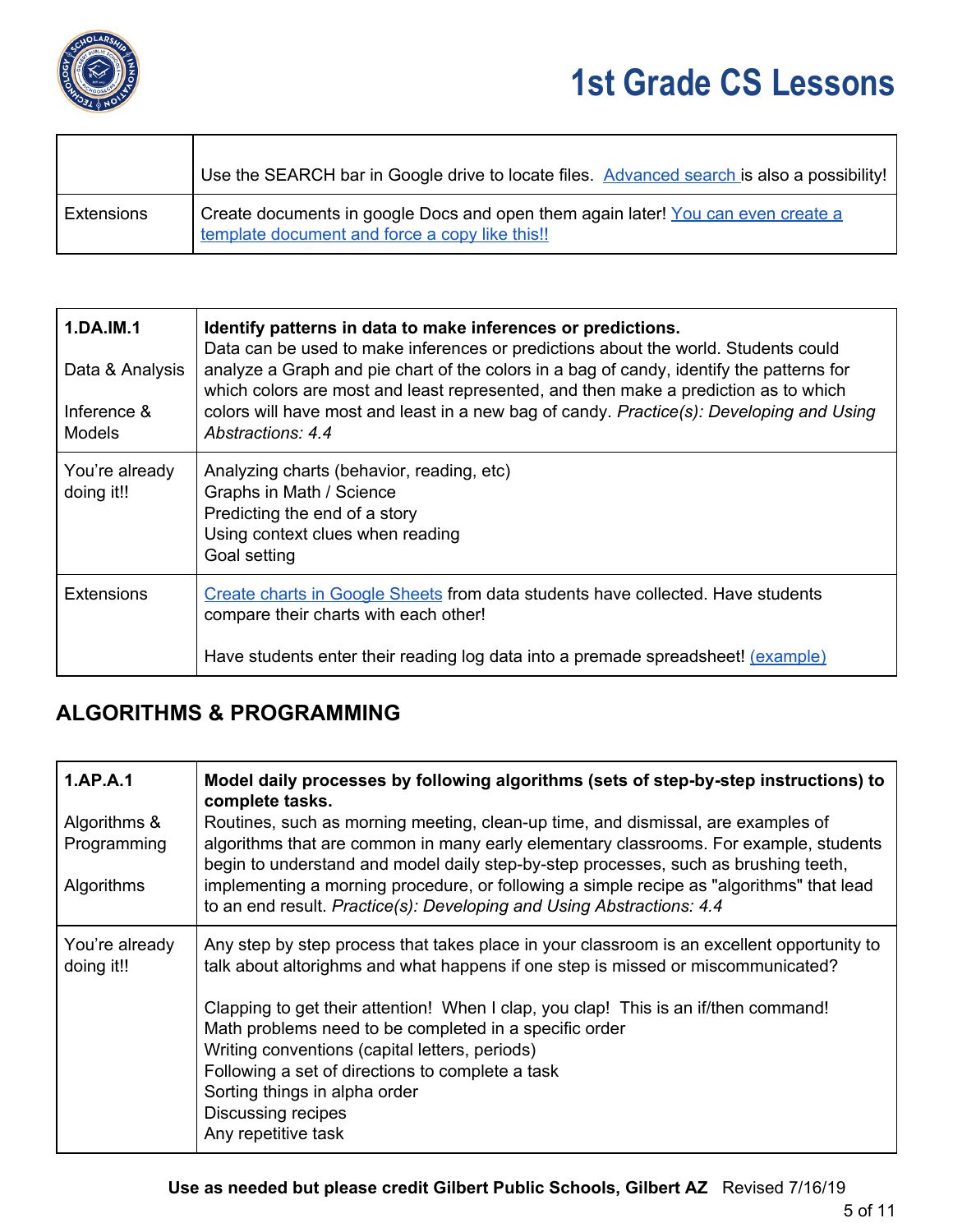| | |
|---|---|
| | Use the SEARCH bar in Google drive to locate files. Advanced search is also a possibility! |
| Extensions | Create documents in google Docs and open them again later! You can even create a template document and force a copy like this!! |

| | |
|---|---|
| **1.DA.IM.1**<br><br>Data & Analysis<br><br>Inference & Models | **Identify patterns in data to make inferences or predictions.**<br>Data can be used to make inferences or predictions about the world. Students could analyze a Graph and pie chart of the colors in a bag of candy, identify the patterns for which colors are most and least represented, and then make a prediction as to which colors will have most and least in a new bag of candy. *Practice(s): Developing and Using Abstractions: 4.4* |
| You're already doing it!! | Analyzing charts (behavior, reading, etc)<br>Graphs in Math / Science<br>Predicting the end of a story<br>Using context clues when reading<br>Goal setting |
| Extensions | Create charts in Google Sheets from data students have collected. Have students compare their charts with each other!<br><br>Have students enter their reading log data into a premade spreadsheet! (example) |

## ALGORITHMS & PROGRAMMING

| | |
|---|---|
| **1.AP.A.1**<br><br>Algorithms & Programming<br><br>Algorithms | **Model daily processes by following algorithms (sets of step-by-step instructions) to complete tasks.**<br>Routines, such as morning meeting, clean-up time, and dismissal, are examples of algorithms that are common in many early elementary classrooms. For example, students begin to understand and model daily step-by-step processes, such as brushing teeth, implementing a morning procedure, or following a simple recipe as "algorithms" that lead to an end result. *Practice(s): Developing and Using Abstractions: 4.4* |
| You're already doing it!! | Any step by step process that takes place in your classroom is an excellent opportunity to talk about altorighms and what happens if one step is missed or miscommunicated?<br><br>Clapping to get their attention! When I clap, you clap! This is an if/then command!<br>Math problems need to be completed in a specific order<br>Writing conventions (capital letters, periods)<br>Following a set of directions to complete a task<br>Sorting things in alpha order<br>Discussing recipes<br>Any repetitive task |

**Use as needed but please credit Gilbert Public Schools, Gilbert AZ** Revised 7/16/19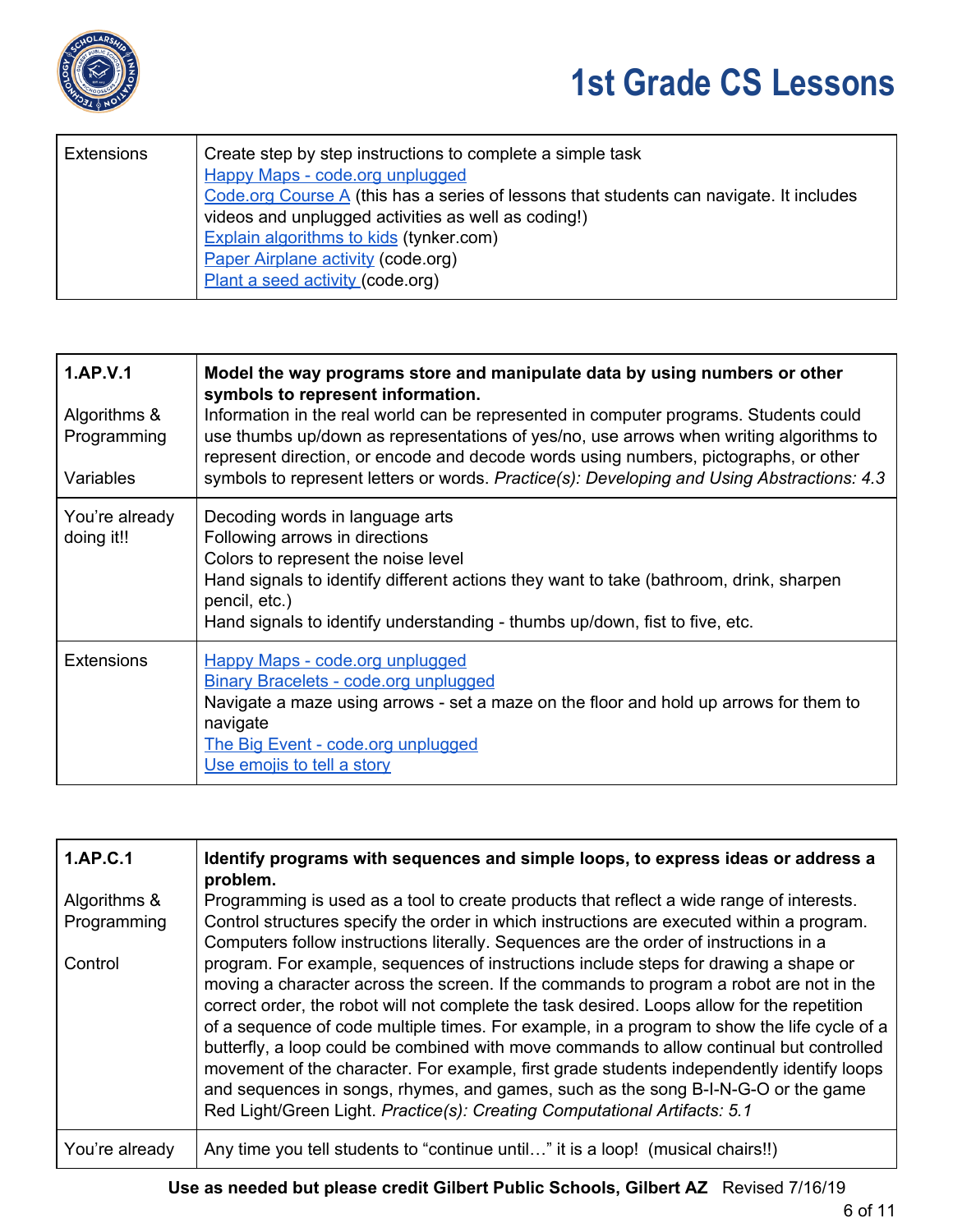# 1st Grade CS Lessons

| | |
|---|---|
| Extensions | Create step by step instructions to complete a simple task<br>Happy Maps - code.org unplugged<br>Code.org Course A (this has a series of lessons that students can navigate. It includes videos and unplugged activities as well as coding!)<br>Explain algorithms to kids (tynker.com)<br>Paper Airplane activity (code.org)<br>Plant a seed activity (code.org) |

| | |
|---|---|
| 1.AP.V.1<br><br>Algorithms & Programming<br><br>Variables | **Model the way programs store and manipulate data by using numbers or other symbols to represent information.**<br>Information in the real world can be represented in computer programs. Students could use thumbs up/down as representations of yes/no, use arrows when writing algorithms to represent direction, or encode and decode words using numbers, pictographs, or other symbols to represent letters or words. *Practice(s): Developing and Using Abstractions: 4.3* |
| You're already doing it!! | Decoding words in language arts<br>Following arrows in directions<br>Colors to represent the noise level<br>Hand signals to identify different actions they want to take (bathroom, drink, sharpen pencil, etc.)<br>Hand signals to identify understanding - thumbs up/down, fist to five, etc. |
| Extensions | Happy Maps - code.org unplugged<br>Binary Bracelets - code.org unplugged<br>Navigate a maze using arrows - set a maze on the floor and hold up arrows for them to navigate<br>The Big Event - code.org unplugged<br>Use emojis to tell a story |

| | |
|---|---|
| 1.AP.C.1<br><br>Algorithms & Programming<br><br>Control | **Identify programs with sequences and simple loops, to express ideas or address a problem.**<br>Programming is used as a tool to create products that reflect a wide range of interests. Control structures specify the order in which instructions are executed within a program. Computers follow instructions literally. Sequences are the order of instructions in a program. For example, sequences of instructions include steps for drawing a shape or moving a character across the screen. If the commands to program a robot are not in the correct order, the robot will not complete the task desired. Loops allow for the repetition of a sequence of code multiple times. For example, in a program to show the life cycle of a butterfly, a loop could be combined with move commands to allow continual but controlled movement of the character. For example, first grade students independently identify loops and sequences in songs, rhymes, and games, such as the song B-I-N-G-O or the game Red Light/Green Light. *Practice(s): Creating Computational Artifacts: 5.1* |
| You're already | Any time you tell students to "continue until…" it is a loop! (musical chairs!!) |

**Use as needed but please credit Gilbert Public Schools, Gilbert AZ** Revised 7/16/19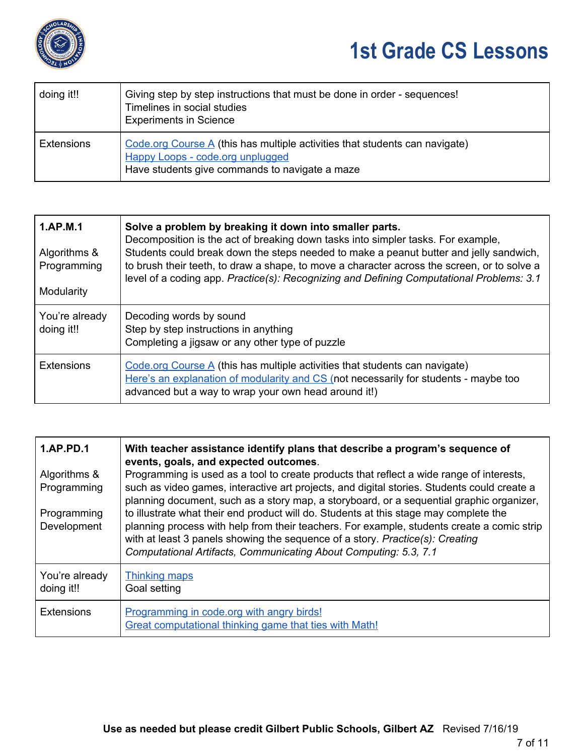| | |
|---|---|
| doing it!! | Giving step by step instructions that must be done in order - sequences!<br>Timelines in social studies<br>Experiments in Science |
| Extensions | Code.org Course A (this has multiple activities that students can navigate)<br>Happy Loops - code.org unplugged<br>Have students give commands to navigate a maze |

| | |
|---|---|
| **1.AP.M.1**<br><br>Algorithms & Programming<br><br>Modularity | **Solve a problem by breaking it down into smaller parts.**<br>Decomposition is the act of breaking down tasks into simpler tasks. For example, Students could break down the steps needed to make a peanut butter and jelly sandwich, to brush their teeth, to draw a shape, to move a character across the screen, or to solve a level of a coding app. *Practice(s): Recognizing and Defining Computational Problems: 3.1* |
| You're already doing it!! | Decoding words by sound<br>Step by step instructions in anything<br>Completing a jigsaw or any other type of puzzle |
| Extensions | Code.org Course A (this has multiple activities that students can navigate)<br>Here's an explanation of modularity and CS (not necessarily for students - maybe too advanced but a way to wrap your own head around it!) |

| | |
|---|---|
| **1.AP.PD.1**<br><br>Algorithms & Programming<br><br>Programming Development | **With teacher assistance identify plans that describe a program's sequence of events, goals, and expected outcomes**.<br>Programming is used as a tool to create products that reflect a wide range of interests, such as video games, interactive art projects, and digital stories. Students could create a planning document, such as a story map, a storyboard, or a sequential graphic organizer, to illustrate what their end product will do. Students at this stage may complete the planning process with help from their teachers. For example, students create a comic strip with at least 3 panels showing the sequence of a story. *Practice(s): Creating Computational Artifacts, Communicating About Computing: 5.3, 7.1* |
| You're already doing it!! | Thinking maps<br>Goal setting |
| Extensions | Programming in code.org with angry birds!<br>Great computational thinking game that ties with Math! |

**Use as needed but please credit Gilbert Public Schools, Gilbert AZ** Revised 7/16/19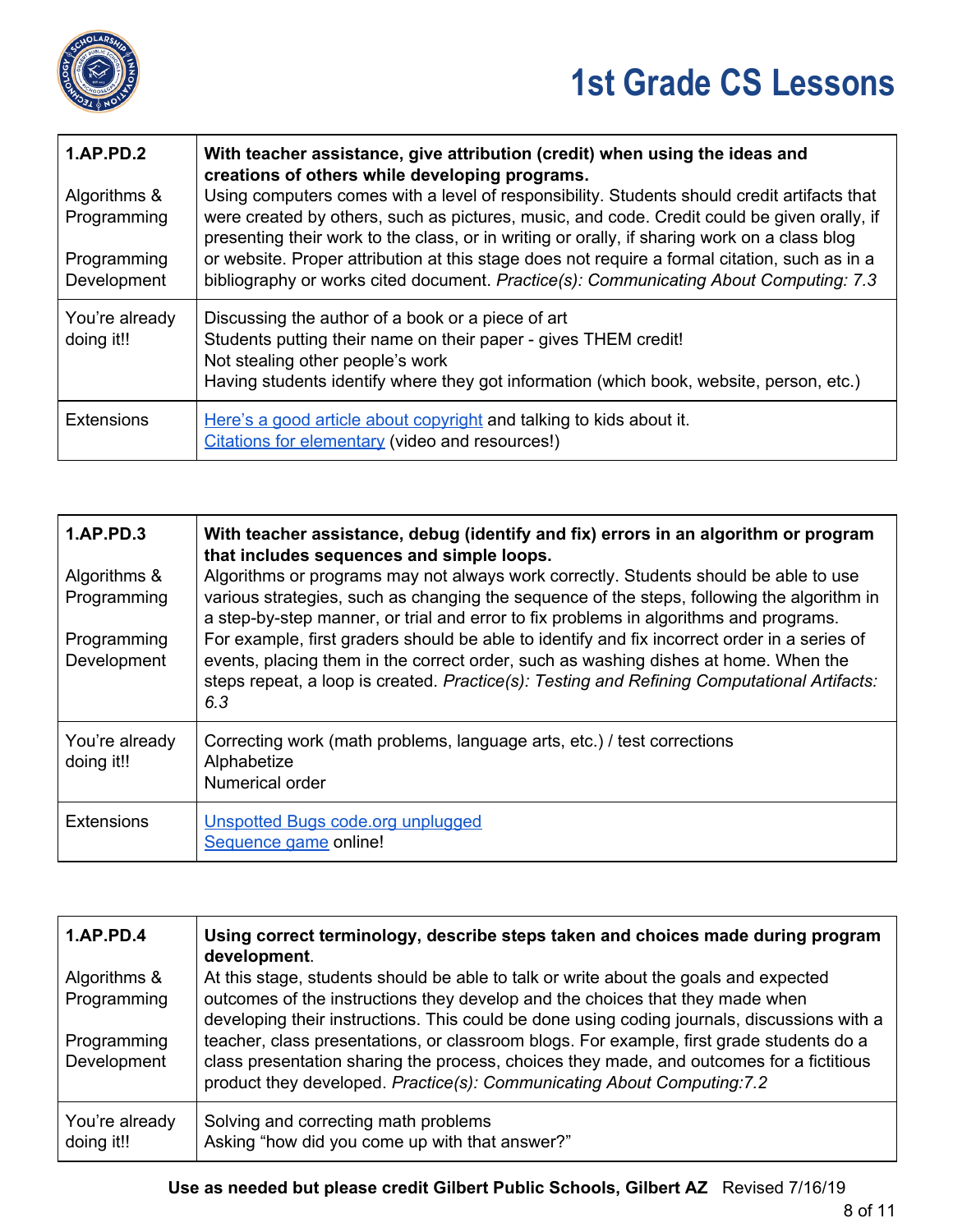| 1.AP.PD.2<br><br>Algorithms & Programming<br><br>Programming Development | **With teacher assistance, give attribution (credit) when using the ideas and creations of others while developing programs.**<br>Using computers comes with a level of responsibility. Students should credit artifacts that were created by others, such as pictures, music, and code. Credit could be given orally, if presenting their work to the class, or in writing or orally, if sharing work on a class blog or website. Proper attribution at this stage does not require a formal citation, such as in a bibliography or works cited document. *Practice(s): Communicating About Computing: 7.3* |
|---|---|
| You're already doing it!! | Discussing the author of a book or a piece of art<br>Students putting their name on their paper - gives THEM credit!<br>Not stealing other people's work<br>Having students identify where they got information (which book, website, person, etc.) |
| Extensions | Here's a good article about copyright and talking to kids about it.<br>Citations for elementary (video and resources!) |

| 1.AP.PD.3<br><br>Algorithms & Programming<br><br>Programming Development | **With teacher assistance, debug (identify and fix) errors in an algorithm or program that includes sequences and simple loops.**<br>Algorithms or programs may not always work correctly. Students should be able to use various strategies, such as changing the sequence of the steps, following the algorithm in a step-by-step manner, or trial and error to fix problems in algorithms and programs. For example, first graders should be able to identify and fix incorrect order in a series of events, placing them in the correct order, such as washing dishes at home. When the steps repeat, a loop is created. *Practice(s): Testing and Refining Computational Artifacts: 6.3* |
|---|---|
| You're already doing it!! | Correcting work (math problems, language arts, etc.) / test corrections<br>Alphabetize<br>Numerical order |
| Extensions | Unspotted Bugs code.org unplugged<br>Sequence game online! |

| 1.AP.PD.4<br><br>Algorithms & Programming<br><br>Programming Development | **Using correct terminology, describe steps taken and choices made during program development**.<br>At this stage, students should be able to talk or write about the goals and expected outcomes of the instructions they develop and the choices that they made when developing their instructions. This could be done using coding journals, discussions with a teacher, class presentations, or classroom blogs. For example, first grade students do a class presentation sharing the process, choices they made, and outcomes for a fictitious product they developed. *Practice(s): Communicating About Computing:7.2* |
|---|---|
| You're already doing it!! | Solving and correcting math problems<br>Asking "how did you come up with that answer?" |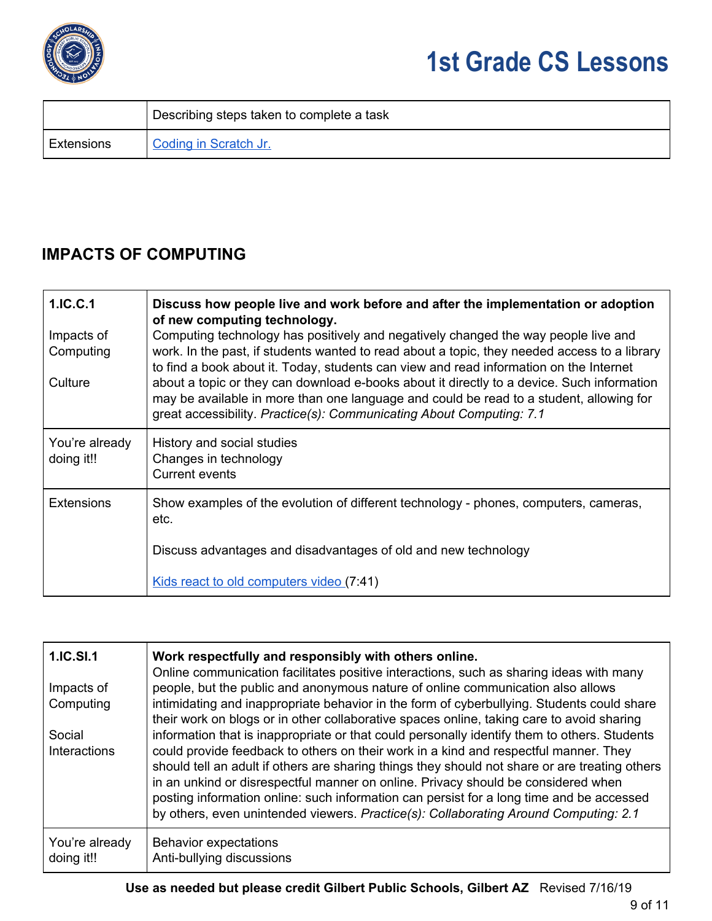| | |
|---|---|
| | Describing steps taken to complete a task |
| Extensions | [Coding in Scratch Jr.]() |

## IMPACTS OF COMPUTING

| | |
|---|---|
| **1.IC.C.1**<br><br>Impacts of Computing<br><br>Culture | **Discuss how people live and work before and after the implementation or adoption of new computing technology.**<br>Computing technology has positively and negatively changed the way people live and work. In the past, if students wanted to read about a topic, they needed access to a library to find a book about it. Today, students can view and read information on the Internet about a topic or they can download e-books about it directly to a device. Such information may be available in more than one language and could be read to a student, allowing for great accessibility. *Practice(s): Communicating About Computing: 7.1* |
| You're already doing it!! | History and social studies<br>Changes in technology<br>Current events |
| Extensions | Show examples of the evolution of different technology - phones, computers, cameras, etc.<br><br>Discuss advantages and disadvantages of old and new technology<br><br>[Kids react to old computers video ]()(7:41) |

| | |
|---|---|
| **1.IC.SI.1**<br><br>Impacts of Computing<br><br>Social Interactions | **Work respectfully and responsibly with others online.**<br>Online communication facilitates positive interactions, such as sharing ideas with many people, but the public and anonymous nature of online communication also allows intimidating and inappropriate behavior in the form of cyberbullying. Students could share their work on blogs or in other collaborative spaces online, taking care to avoid sharing information that is inappropriate or that could personally identify them to others. Students could provide feedback to others on their work in a kind and respectful manner. They should tell an adult if others are sharing things they should not share or are treating others in an unkind or disrespectful manner on online. Privacy should be considered when posting information online: such information can persist for a long time and be accessed by others, even unintended viewers. *Practice(s): Collaborating Around Computing: 2.1* |
| You're already doing it!! | Behavior expectations<br>Anti-bullying discussions |

**Use as needed but please credit Gilbert Public Schools, Gilbert AZ** Revised 7/16/19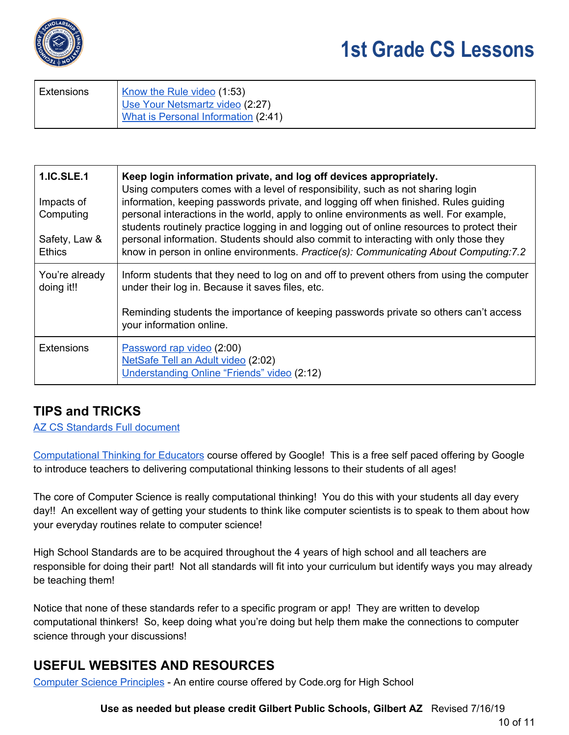| Extensions | Know the Rule video (1:53)<br>Use Your Netsmartz video (2:27)<br>What is Personal Information (2:41) |
|---|---|

| 1.IC.SLE.1<br><br>Impacts of Computing<br><br>Safety, Law & Ethics | **Keep login information private, and log off devices appropriately.**<br>Using computers comes with a level of responsibility, such as not sharing login information, keeping passwords private, and logging off when finished. Rules guiding personal interactions in the world, apply to online environments as well. For example, students routinely practice logging in and logging out of online resources to protect their personal information. Students should also commit to interacting with only those they know in person in online environments. *Practice(s): Communicating About Computing:7.2* |
|---|---|
| You're already doing it!! | Inform students that they need to log on and off to prevent others from using the computer under their log in. Because it saves files, etc.<br><br>Reminding students the importance of keeping passwords private so others can't access your information online. |
| Extensions | Password rap video (2:00)<br>NetSafe Tell an Adult video (2:02)<br>Understanding Online "Friends" video (2:12) |

## TIPS and TRICKS

AZ CS Standards Full document

Computational Thinking for Educators course offered by Google! This is a free self paced offering by Google to introduce teachers to delivering computational thinking lessons to their students of all ages!

The core of Computer Science is really computational thinking! You do this with your students all day every day!! An excellent way of getting your students to think like computer scientists is to speak to them about how your everyday routines relate to computer science!

High School Standards are to be acquired throughout the 4 years of high school and all teachers are responsible for doing their part! Not all standards will fit into your curriculum but identify ways you may already be teaching them!

Notice that none of these standards refer to a specific program or app! They are written to develop computational thinkers! So, keep doing what you're doing but help them make the connections to computer science through your discussions!

## USEFUL WEBSITES AND RESOURCES

Computer Science Principles - An entire course offered by Code.org for High School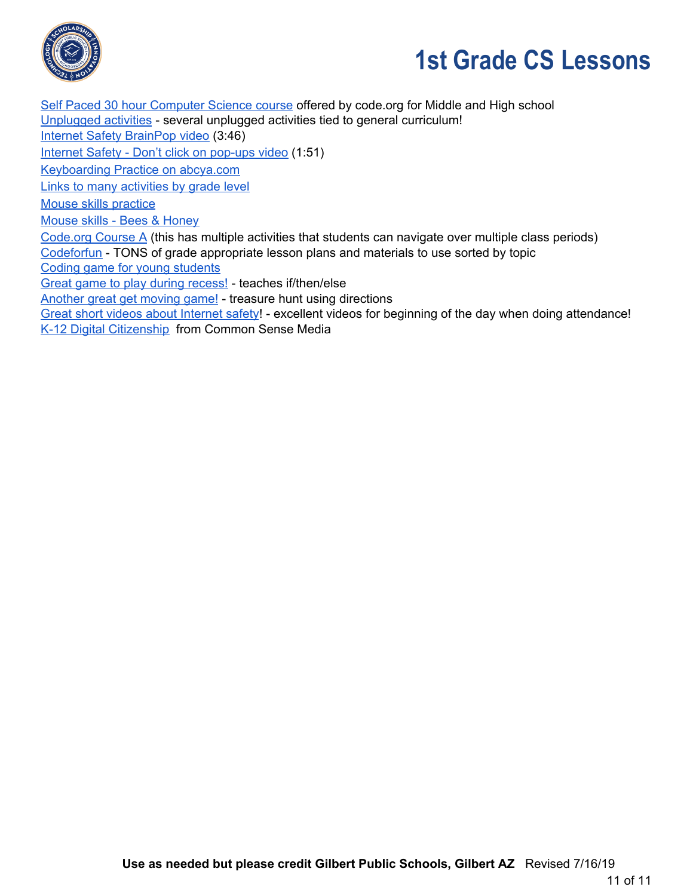# 1st Grade CS Lessons

Self Paced 30 hour Computer Science course offered by code.org for Middle and High school
Unplugged activities - several unplugged activities tied to general curriculum!
Internet Safety BrainPop video (3:46)
Internet Safety - Don't click on pop-ups video (1:51)
Keyboarding Practice on abcya.com
Links to many activities by grade level
Mouse skills practice
Mouse skills - Bees & Honey
Code.org Course A (this has multiple activities that students can navigate over multiple class periods)
Codeforfun - TONS of grade appropriate lesson plans and materials to use sorted by topic
Coding game for young students
Great game to play during recess! - teaches if/then/else
Another great get moving game! - treasure hunt using directions
Great short videos about Internet safety! - excellent videos for beginning of the day when doing attendance!
K-12 Digital Citizenship from Common Sense Media

**Use as needed but please credit Gilbert Public Schools, Gilbert AZ** Revised 7/16/19